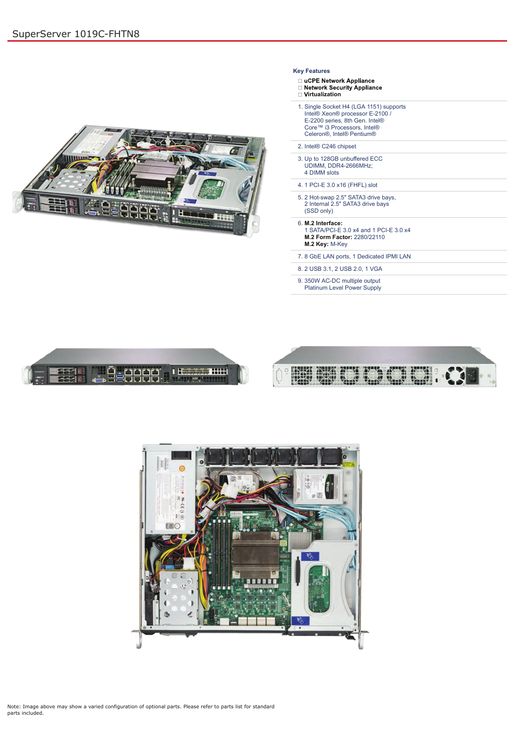# SuperServer 1019C-FHTN8

## Key Features

- ☐ **uCPE Network Appliance**
- ☐ **Network Security Appliance**
- ☐ **Virtualization**

1. Single Socket H4 (LGA 1151) supports Intel® Xeon® processor E-2100 / E-2200 series, 8th Gen. Intel® Core™ i3 Processors, Intel® Celeron®, Intel® Pentium®
2. Intel® C246 chipset
3. Up to 128GB unbuffered ECC UDIMM, DDR4-2666MHz; 4 DIMM slots
4. 1 PCI-E 3.0 x16 (FHFL) slot
5. 2 Hot-swap 2.5" SATA3 drive bays, 2 Internal 2.5" SATA3 drive bays (SSD only)
6. **M.2 Interface:** 1 SATA/PCI-E 3.0 x4 and 1 PCI-E 3.0 x4
   **M.2 Form Factor:** 2280/22110
   **M.2 Key:** M-Key
7. 8 GbE LAN ports, 1 Dedicated IPMI LAN
8. 2 USB 3.1, 2 USB 2.0, 1 VGA
9. 350W AC-DC multiple output Platinum Level Power Supply

Note: Image above may show a varied configuration of optional parts. Please refer to parts list for standard parts included.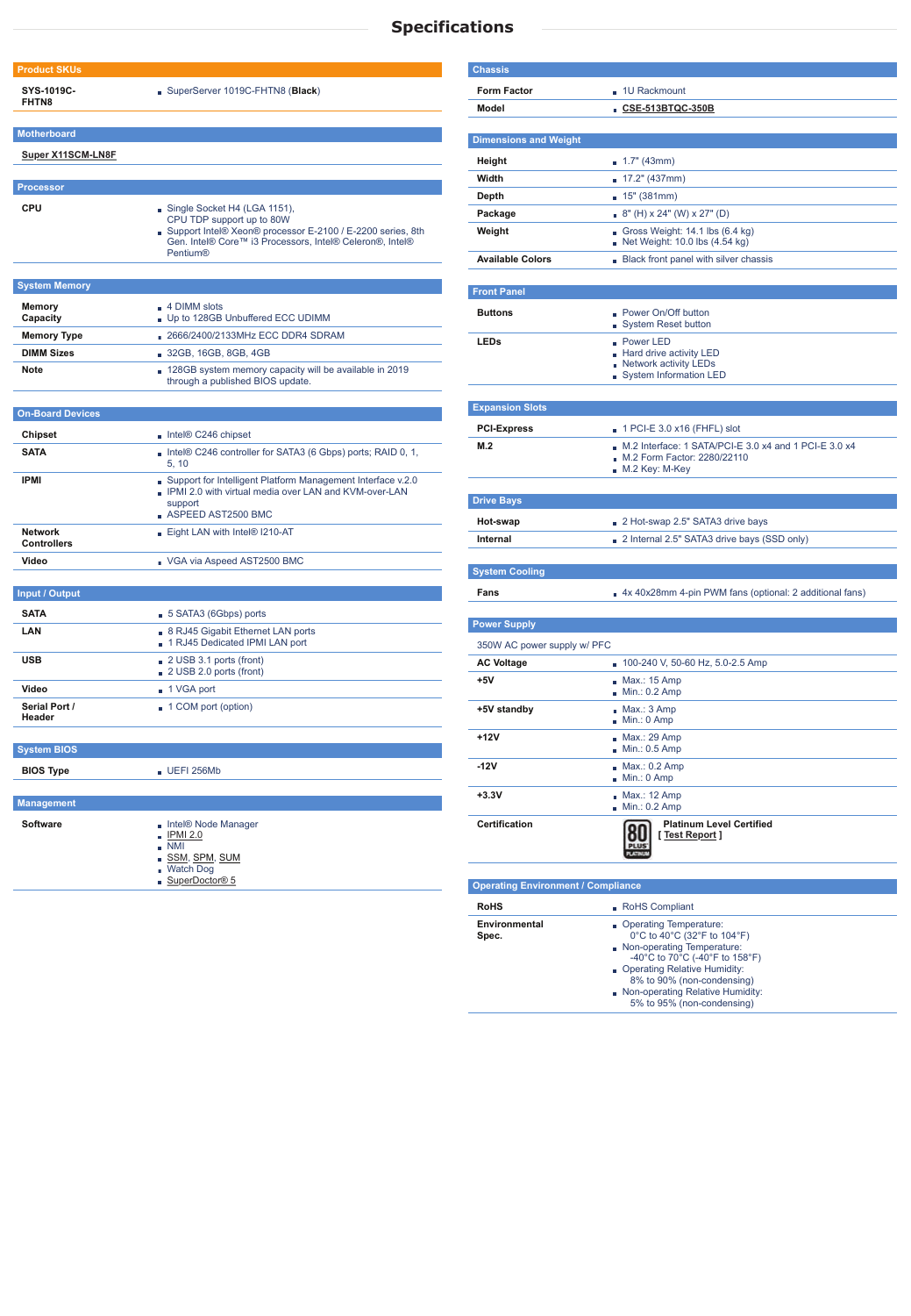# Specifications

## Product SKUs

| | |
|---|---|
| SYS-1019C-FHTN8 | SuperServer 1019C-FHTN8 (**Black**) |

## Motherboard

Super X11SCM-LN8F

## Processor

| | |
|---|---|
| CPU | - Single Socket H4 (LGA 1151), CPU TDP support up to 80W<br>- Support Intel® Xeon® processor E-2100 / E-2200 series, 8th Gen. Intel® Core™ i3 Processors, Intel® Celeron®, Intel® Pentium® |

## System Memory

| | |
|---|---|
| Memory Capacity | - 4 DIMM slots<br>- Up to 128GB Unbuffered ECC UDIMM |
| Memory Type | - 2666/2400/2133MHz ECC DDR4 SDRAM |
| DIMM Sizes | - 32GB, 16GB, 8GB, 4GB |
| Note | - 128GB system memory capacity will be available in 2019 through a published BIOS update. |

## On-Board Devices

| | |
|---|---|
| Chipset | - Intel® C246 chipset |
| SATA | - Intel® C246 controller for SATA3 (6 Gbps) ports; RAID 0, 1, 5, 10 |
| IPMI | - Support for Intelligent Platform Management Interface v.2.0<br>- IPMI 2.0 with virtual media over LAN and KVM-over-LAN support<br>- ASPEED AST2500 BMC |
| Network Controllers | - Eight LAN with Intel® I210-AT |
| Video | - VGA via Aspeed AST2500 BMC |

## Input / Output

| | |
|---|---|
| SATA | - 5 SATA3 (6Gbps) ports |
| LAN | - 8 RJ45 Gigabit Ethernet LAN ports<br>- 1 RJ45 Dedicated IPMI LAN port |
| USB | - 2 USB 3.1 ports (front)<br>- 2 USB 2.0 ports (front) |
| Video | - 1 VGA port |
| Serial Port / Header | - 1 COM port (option) |

## System BIOS

| | |
|---|---|
| BIOS Type | - UEFI 256Mb |

## Management

| | |
|---|---|
| Software | - Intel® Node Manager<br>- IPMI 2.0<br>- NMI<br>- SSM, SPM, SUM<br>- Watch Dog<br>- SuperDoctor® 5 |

## Chassis

| | |
|---|---|
| Form Factor | - 1U Rackmount |
| Model | - **CSE-513BTQC-350B** |

## Dimensions and Weight

| | |
|---|---|
| Height | - 1.7" (43mm) |
| Width | - 17.2" (437mm) |
| Depth | - 15" (381mm) |
| Package | - 8" (H) x 24" (W) x 27" (D) |
| Weight | - Gross Weight: 14.1 lbs (6.4 kg)<br>- Net Weight: 10.0 lbs (4.54 kg) |
| Available Colors | - Black front panel with silver chassis |

## Front Panel

| | |
|---|---|
| Buttons | - Power On/Off button<br>- System Reset button |
| LEDs | - Power LED<br>- Hard drive activity LED<br>- Network activity LEDs<br>- System Information LED |

## Expansion Slots

| | |
|---|---|
| PCI-Express | - 1 PCI-E 3.0 x16 (FHFL) slot |
| M.2 | - M.2 Interface: 1 SATA/PCI-E 3.0 x4 and 1 PCI-E 3.0 x4<br>- M.2 Form Factor: 2280/22110<br>- M.2 Key: M-Key |

## Drive Bays

| | |
|---|---|
| Hot-swap | - 2 Hot-swap 2.5" SATA3 drive bays |
| Internal | - 2 Internal 2.5" SATA3 drive bays (SSD only) |

## System Cooling

| | |
|---|---|
| Fans | - 4x 40x28mm 4-pin PWM fans (optional: 2 additional fans) |

## Power Supply

350W AC power supply w/ PFC

| | |
|---|---|
| AC Voltage | - 100-240 V, 50-60 Hz, 5.0-2.5 Amp |
| +5V | - Max.: 15 Amp<br>- Min.: 0.2 Amp |
| +5V standby | - Max.: 3 Amp<br>- Min.: 0 Amp |
| +12V | - Max.: 29 Amp<br>- Min.: 0.5 Amp |
| -12V | - Max.: 0.2 Amp<br>- Min.: 0 Amp |
| +3.3V | - Max.: 12 Amp<br>- Min.: 0.2 Amp |
| Certification | **Platinum Level Certified**<br>[ Test Report ] |

## Operating Environment / Compliance

| | |
|---|---|
| RoHS | - RoHS Compliant |
| Environmental Spec. | - Operating Temperature: 0°C to 40°C (32°F to 104°F)<br>- Non-operating Temperature: -40°C to 70°C (-40°F to 158°F)<br>- Operating Relative Humidity: 8% to 90% (non-condensing)<br>- Non-operating Relative Humidity: 5% to 95% (non-condensing) |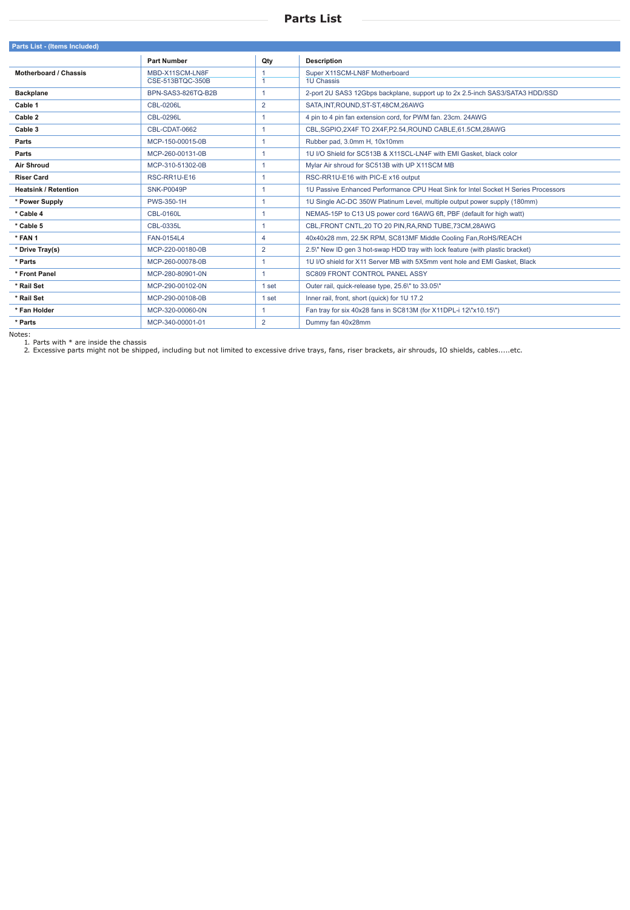# Parts List

| Parts List - (Items Included) | | | |
|---|---|---|---|
| | **Part Number** | **Qty** | **Description** |
| **Motherboard / Chassis** | MBD-X11SCM-LN8F<br>CSE-513BTQC-350B | 1<br>1 | Super X11SCM-LN8F Motherboard<br>1U Chassis |
| **Backplane** | BPN-SAS3-826TQ-B2B | 1 | 2-port 2U SAS3 12Gbps backplane, support up to 2x 2.5-inch SAS3/SATA3 HDD/SSD |
| **Cable 1** | CBL-0206L | 2 | SATA,INT,ROUND,ST-ST,48CM,26AWG |
| **Cable 2** | CBL-0296L | 1 | 4 pin to 4 pin fan extension cord, for PWM fan. 23cm. 24AWG |
| **Cable 3** | CBL-CDAT-0662 | 1 | CBL,SGPIO,2X4F TO 2X4F,P2.54,ROUND CABLE,61.5CM,28AWG |
| **Parts** | MCP-150-00015-0B | 1 | Rubber pad, 3.0mm H, 10x10mm |
| **Parts** | MCP-260-00131-0B | 1 | 1U I/O Shield for SC513B & X11SCL-LN4F with EMI Gasket, black color |
| **Air Shroud** | MCP-310-51302-0B | 1 | Mylar Air shroud for SC513B with UP X11SCM MB |
| **Riser Card** | RSC-RR1U-E16 | 1 | RSC-RR1U-E16 with PIC-E x16 output |
| **Heatsink / Retention** | SNK-P0049P | 1 | 1U Passive Enhanced Performance CPU Heat Sink for Intel Socket H Series Processors |
| **\* Power Supply** | PWS-350-1H | 1 | 1U Single AC-DC 350W Platinum Level, multiple output power supply (180mm) |
| **\* Cable 4** | CBL-0160L | 1 | NEMA5-15P to C13 US power cord 16AWG 6ft, PBF (default for high watt) |
| **\* Cable 5** | CBL-0335L | 1 | CBL,FRONT CNTL,20 TO 20 PIN,RA,RND TUBE,73CM,28AWG |
| **\* FAN 1** | FAN-0154L4 | 4 | 40x40x28 mm, 22.5K RPM, SC813MF Middle Cooling Fan,RoHS/REACH |
| **\* Drive Tray(s)** | MCP-220-00180-0B | 2 | 2.5\" New ID gen 3 hot-swap HDD tray with lock feature (with plastic bracket) |
| **\* Parts** | MCP-260-00078-0B | 1 | 1U I/O shield for X11 Server MB with 5X5mm vent hole and EMI Gasket, Black |
| **\* Front Panel** | MCP-280-80901-0N | 1 | SC809 FRONT CONTROL PANEL ASSY |
| **\* Rail Set** | MCP-290-00102-0N | 1 set | Outer rail, quick-release type, 25.6\" to 33.05\" |
| **\* Rail Set** | MCP-290-00108-0B | 1 set | Inner rail, front, short (quick) for 1U 17.2 |
| **\* Fan Holder** | MCP-320-00060-0N | 1 | Fan tray for six 40x28 fans in SC813M (for X11DPL-i 12\"x10.15\") |
| **\* Parts** | MCP-340-00001-01 | 2 | Dummy fan 40x28mm |

Notes:

1. Parts with * are inside the chassis
2. Excessive parts might not be shipped, including but not limited to excessive drive trays, fans, riser brackets, air shrouds, IO shields, cables.....etc.